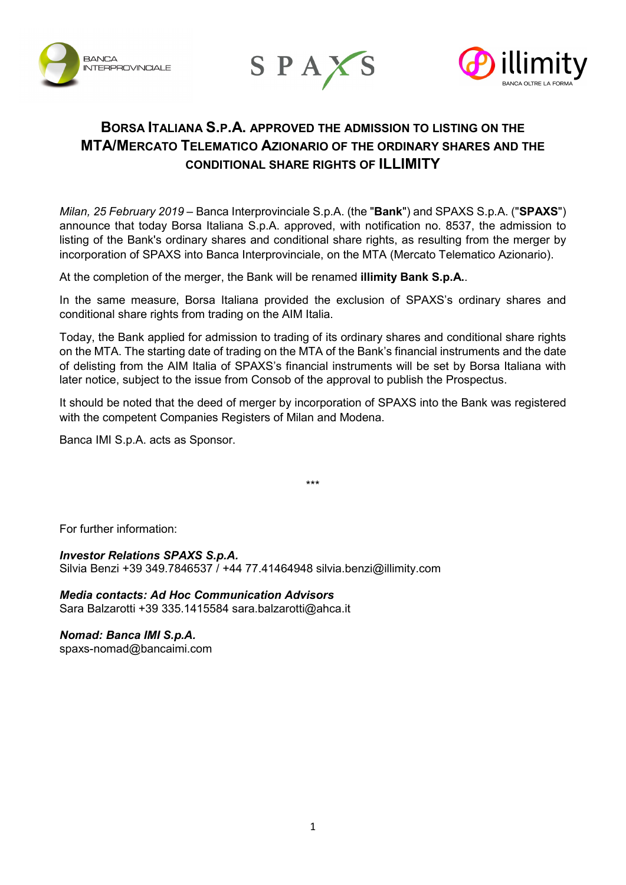# BORSA ITALIANA S.P.A. APPROVED THE ADMISSION TO LISTING ON THE MTA/MERCATO TELEMATICO AZIONARIO OF THE ORDINARY SHARES AND THE CONDITIONAL SHARE RIGHTS OF ILLIMITY

*Milan, 25 February 2019* – Banca Interprovinciale S.p.A. (the "**Bank**") and SPAXS S.p.A. ("**SPAXS**") announce that today Borsa Italiana S.p.A. approved, with notification no. 8537, the admission to listing of the Bank's ordinary shares and conditional share rights, as resulting from the merger by incorporation of SPAXS into Banca Interprovinciale, on the MTA (Mercato Telematico Azionario).

At the completion of the merger, the Bank will be renamed **illimity Bank S.p.A.**.

In the same measure, Borsa Italiana provided the exclusion of SPAXS's ordinary shares and conditional share rights from trading on the AIM Italia.

Today, the Bank applied for admission to trading of its ordinary shares and conditional share rights on the MTA. The starting date of trading on the MTA of the Bank's financial instruments and the date of delisting from the AIM Italia of SPAXS's financial instruments will be set by Borsa Italiana with later notice, subject to the issue from Consob of the approval to publish the Prospectus.

It should be noted that the deed of merger by incorporation of SPAXS into the Bank was registered with the competent Companies Registers of Milan and Modena.

Banca IMI S.p.A. acts as Sponsor.

***

For further information:

***Investor Relations SPAXS S.p.A.***
Silvia Benzi +39 349.7846537 / +44 77.41464948 silvia.benzi@illimity.com

***Media contacts: Ad Hoc Communication Advisors***
Sara Balzarotti +39 335.1415584 sara.balzarotti@ahca.it

***Nomad: Banca IMI S.p.A.***
spaxs-nomad@bancaimi.com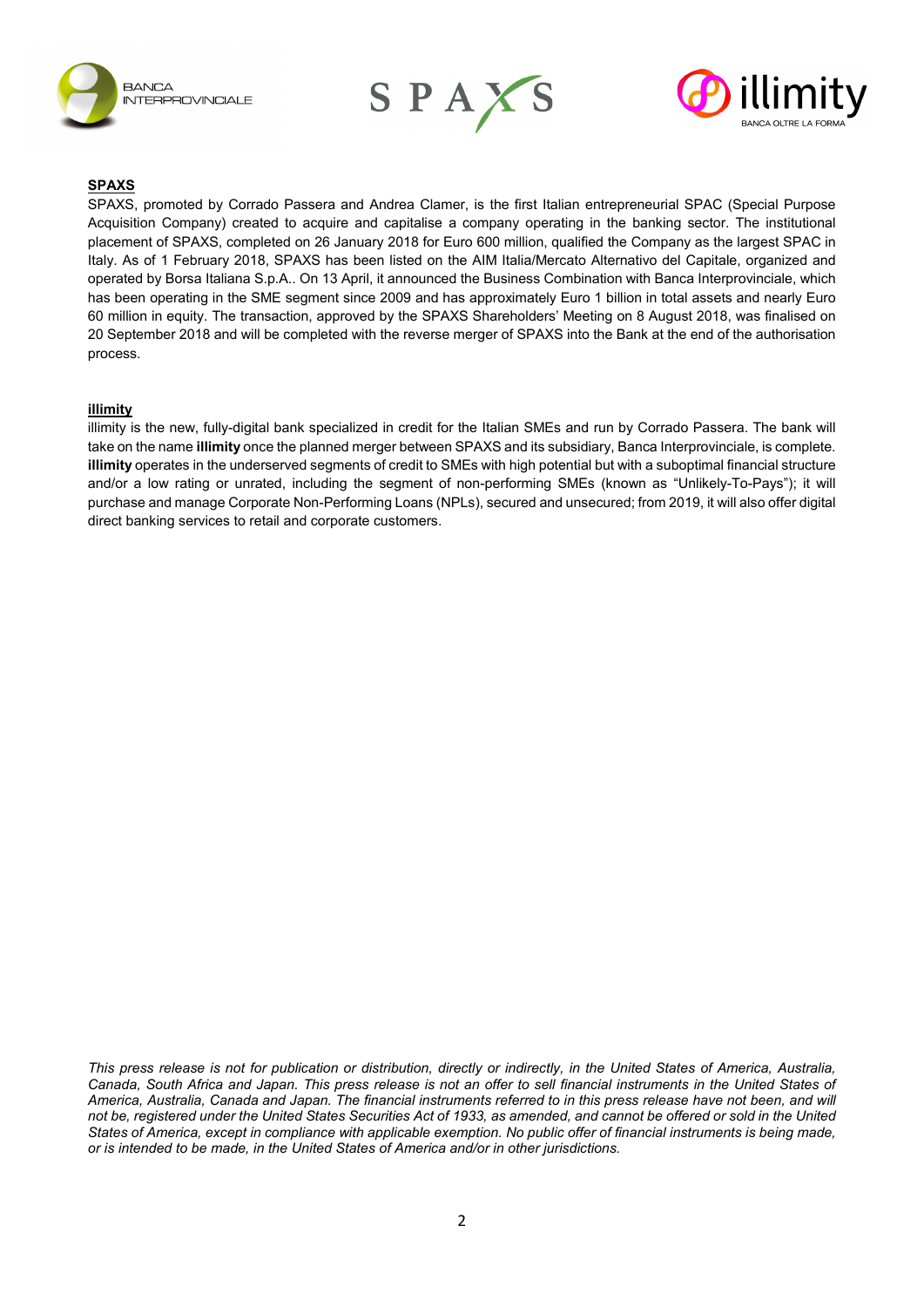**SPAXS**

SPAXS, promoted by Corrado Passera and Andrea Clamer, is the first Italian entrepreneurial SPAC (Special Purpose Acquisition Company) created to acquire and capitalise a company operating in the banking sector. The institutional placement of SPAXS, completed on 26 January 2018 for Euro 600 million, qualified the Company as the largest SPAC in Italy. As of 1 February 2018, SPAXS has been listed on the AIM Italia/Mercato Alternativo del Capitale, organized and operated by Borsa Italiana S.p.A.. On 13 April, it announced the Business Combination with Banca Interprovinciale, which has been operating in the SME segment since 2009 and has approximately Euro 1 billion in total assets and nearly Euro 60 million in equity. The transaction, approved by the SPAXS Shareholders' Meeting on 8 August 2018, was finalised on 20 September 2018 and will be completed with the reverse merger of SPAXS into the Bank at the end of the authorisation process.

**illimity**

illimity is the new, fully-digital bank specialized in credit for the Italian SMEs and run by Corrado Passera. The bank will take on the name **illimity** once the planned merger between SPAXS and its subsidiary, Banca Interprovinciale, is complete. **illimity** operates in the underserved segments of credit to SMEs with high potential but with a suboptimal financial structure and/or a low rating or unrated, including the segment of non-performing SMEs (known as "Unlikely-To-Pays"); it will purchase and manage Corporate Non-Performing Loans (NPLs), secured and unsecured; from 2019, it will also offer digital direct banking services to retail and corporate customers.

*This press release is not for publication or distribution, directly or indirectly, in the United States of America, Australia, Canada, South Africa and Japan. This press release is not an offer to sell financial instruments in the United States of America, Australia, Canada and Japan. The financial instruments referred to in this press release have not been, and will not be, registered under the United States Securities Act of 1933, as amended, and cannot be offered or sold in the United States of America, except in compliance with applicable exemption. No public offer of financial instruments is being made, or is intended to be made, in the United States of America and/or in other jurisdictions.*